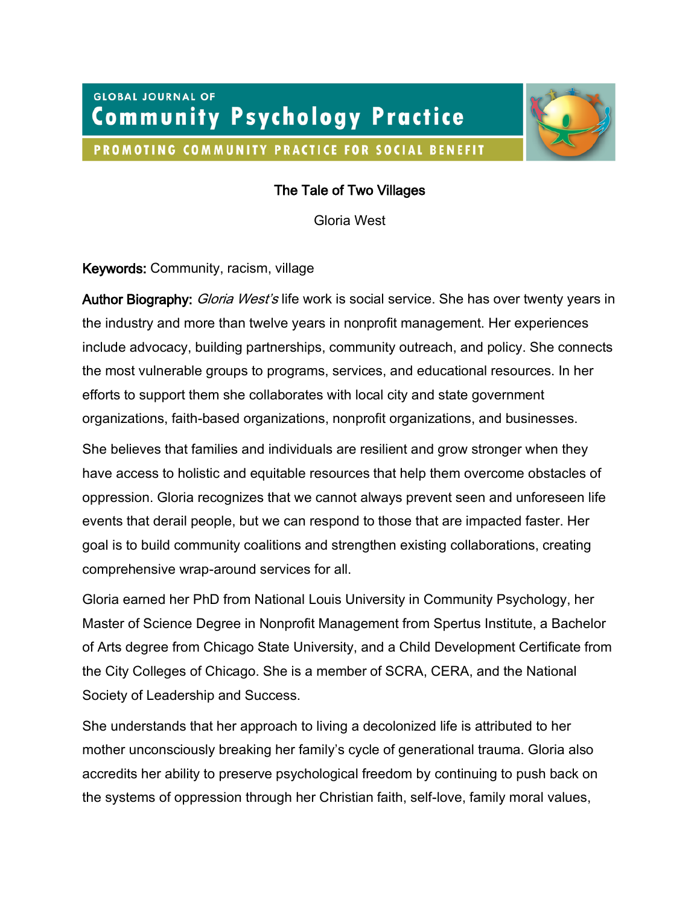# The Tale of Two Villages

Gloria West

**Keywords:** Community, racism, village

**Author Biography:** *Gloria West's* life work is social service. She has over twenty years in the industry and more than twelve years in nonprofit management. Her experiences include advocacy, building partnerships, community outreach, and policy. She connects the most vulnerable groups to programs, services, and educational resources. In her efforts to support them she collaborates with local city and state government organizations, faith-based organizations, nonprofit organizations, and businesses.

She believes that families and individuals are resilient and grow stronger when they have access to holistic and equitable resources that help them overcome obstacles of oppression. Gloria recognizes that we cannot always prevent seen and unforeseen life events that derail people, but we can respond to those that are impacted faster. Her goal is to build community coalitions and strengthen existing collaborations, creating comprehensive wrap-around services for all.

Gloria earned her PhD from National Louis University in Community Psychology, her Master of Science Degree in Nonprofit Management from Spertus Institute, a Bachelor of Arts degree from Chicago State University, and a Child Development Certificate from the City Colleges of Chicago. She is a member of SCRA, CERA, and the National Society of Leadership and Success.

She understands that her approach to living a decolonized life is attributed to her mother unconsciously breaking her family's cycle of generational trauma. Gloria also accredits her ability to preserve psychological freedom by continuing to push back on the systems of oppression through her Christian faith, self-love, family moral values,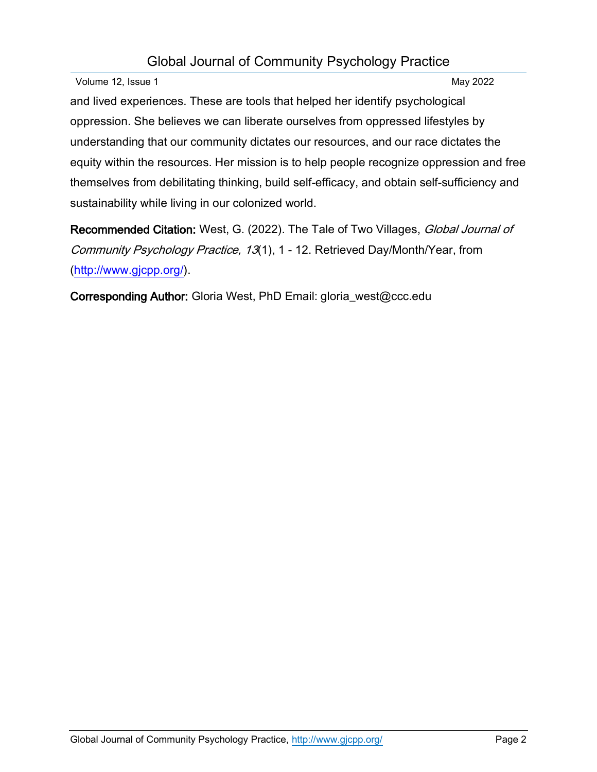and lived experiences. These are tools that helped her identify psychological oppression. She believes we can liberate ourselves from oppressed lifestyles by understanding that our community dictates our resources, and our race dictates the equity within the resources. Her mission is to help people recognize oppression and free themselves from debilitating thinking, build self-efficacy, and obtain self-sufficiency and sustainability while living in our colonized world.

**Recommended Citation:** West, G. (2022). The Tale of Two Villages, *Global Journal of Community Psychology Practice, 13*(1), 1 - 12. Retrieved Day/Month/Year, from (http://www.gjcpp.org/).

**Corresponding Author:** Gloria West, PhD Email: gloria_west@ccc.edu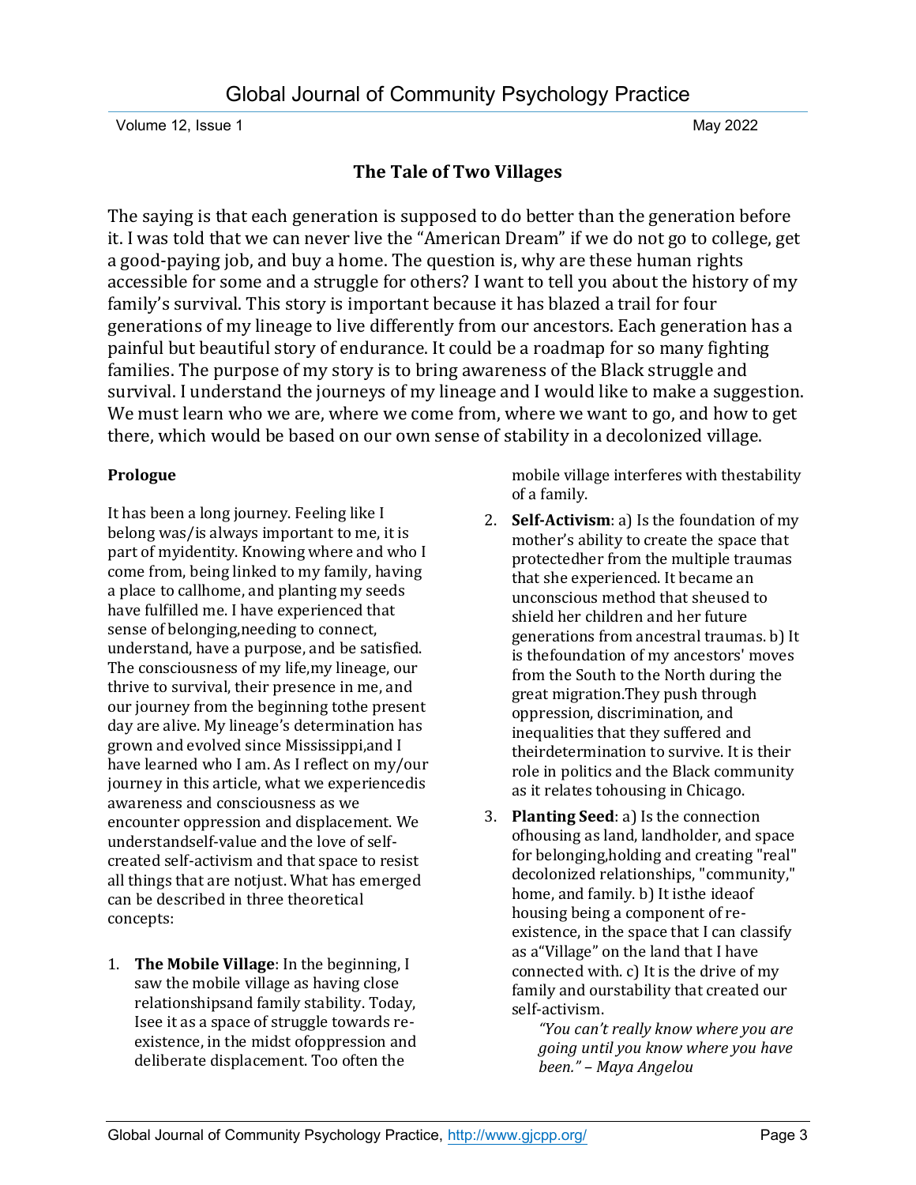## The Tale of Two Villages

The saying is that each generation is supposed to do better than the generation before it. I was told that we can never live the "American Dream" if we do not go to college, get a good-paying job, and buy a home. The question is, why are these human rights accessible for some and a struggle for others? I want to tell you about the history of my family's survival. This story is important because it has blazed a trail for four generations of my lineage to live differently from our ancestors. Each generation has a painful but beautiful story of endurance. It could be a roadmap for so many fighting families. The purpose of my story is to bring awareness of the Black struggle and survival. I understand the journeys of my lineage and I would like to make a suggestion. We must learn who we are, where we come from, where we want to go, and how to get there, which would be based on our own sense of stability in a decolonized village.

### Prologue

It has been a long journey. Feeling like I belong was/is always important to me, it is part of myidentity. Knowing where and who I come from, being linked to my family, having a place to callhome, and planting my seeds have fulfilled me. I have experienced that sense of belonging,needing to connect, understand, have a purpose, and be satisfied. The consciousness of my life,my lineage, our thrive to survival, their presence in me, and our journey from the beginning tothe present day are alive. My lineage's determination has grown and evolved since Mississippi,and I have learned who I am. As I reflect on my/our journey in this article, what we experiencedis awareness and consciousness as we encounter oppression and displacement. We understandself-value and the love of self-created self-activism and that space to resist all things that are notjust. What has emerged can be described in three theoretical concepts:

1. **The Mobile Village**: In the beginning, I saw the mobile village as having close relationshipsand family stability. Today, Isee it as a space of struggle towards re-existence, in the midst ofoppression and deliberate displacement. Too often the mobile village interferes with thestability of a family.
2. **Self-Activism**: a) Is the foundation of my mother's ability to create the space that protectedher from the multiple traumas that she experienced. It became an unconscious method that sheused to shield her children and her future generations from ancestral traumas. b) It is thefoundation of my ancestors' moves from the South to the North during the great migration.They push through oppression, discrimination, and inequalities that they suffered and theirdetermination to survive. It is their role in politics and the Black community as it relates tohousing in Chicago.
3. **Planting Seed**: a) Is the connection ofhousing as land, landholder, and space for belonging,holding and creating "real" decolonized relationships, "community," home, and family. b) It isthe ideaof housing being a component of re-existence, in the space that I can classify as a"Village" on the land that I have connected with. c) It is the drive of my family and ourstability that created our self-activism.

> *"You can't really know where you are going until you know where you have been." – Maya Angelou*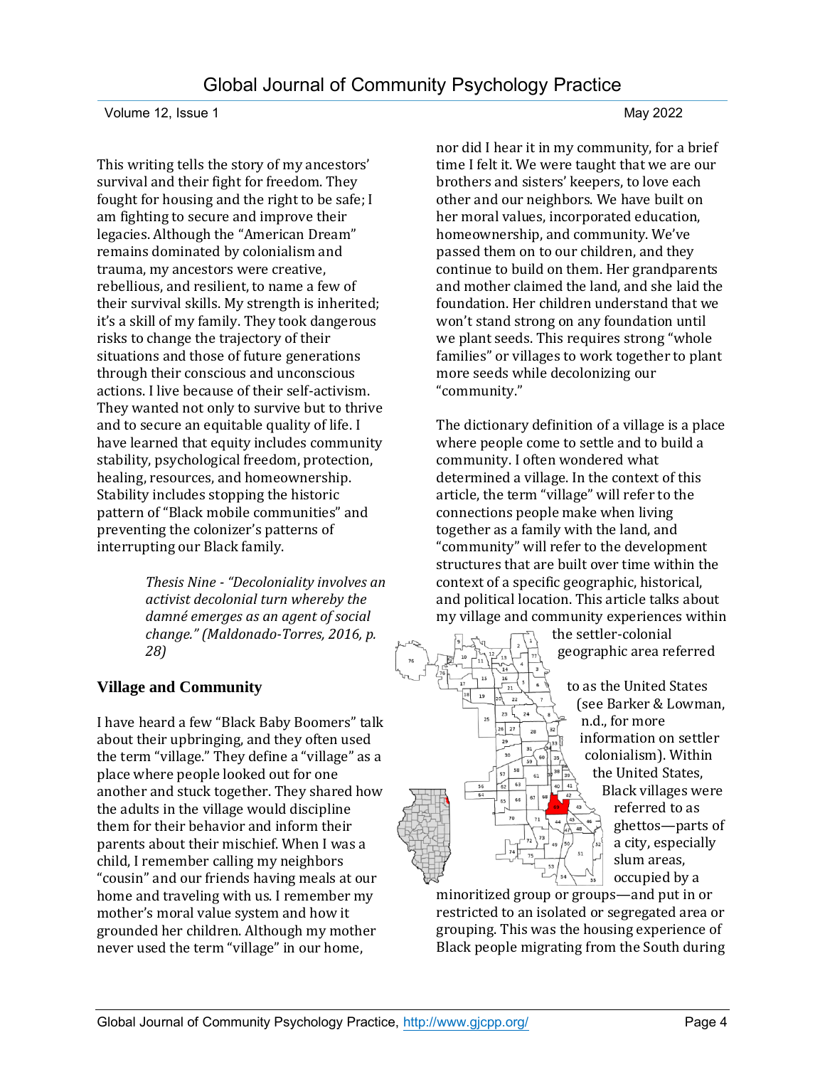This writing tells the story of my ancestors' survival and their fight for freedom. They fought for housing and the right to be safe; I am fighting to secure and improve their legacies. Although the "American Dream" remains dominated by colonialism and trauma, my ancestors were creative, rebellious, and resilient, to name a few of their survival skills. My strength is inherited; it's a skill of my family. They took dangerous risks to change the trajectory of their situations and those of future generations through their conscious and unconscious actions. I live because of their self-activism. They wanted not only to survive but to thrive and to secure an equitable quality of life. I have learned that equity includes community stability, psychological freedom, protection, healing, resources, and homeownership. Stability includes stopping the historic pattern of "Black mobile communities" and preventing the colonizer's patterns of interrupting our Black family.

> *Thesis Nine - "Decoloniality involves an activist decolonial turn whereby the damné emerges as an agent of social change." (Maldonado-Torres, 2016, p. 28)*

## Village and Community

I have heard a few "Black Baby Boomers" talk about their upbringing, and they often used the term "village." They define a "village" as a place where people looked out for one another and stuck together. They shared how the adults in the village would discipline them for their behavior and inform their parents about their mischief. When I was a child, I remember calling my neighbors "cousin" and our friends having meals at our home and traveling with us. I remember my mother's moral value system and how it grounded her children. Although my mother never used the term "village" in our home, nor did I hear it in my community, for a brief time I felt it. We were taught that we are our brothers and sisters' keepers, to love each other and our neighbors. We have built on her moral values, incorporated education, homeownership, and community. We've passed them on to our children, and they continue to build on them. Her grandparents and mother claimed the land, and she laid the foundation. Her children understand that we won't stand strong on any foundation until we plant seeds. This requires strong "whole families" or villages to work together to plant more seeds while decolonizing our "community."

The dictionary definition of a village is a place where people come to settle and to build a community. I often wondered what determined a village. In the context of this article, the term "village" will refer to the connections people make when living together as a family with the land, and "community" will refer to the development structures that are built over time within the context of a specific geographic, historical, and political location. This article talks about my village and community experiences within the settler-colonial geographic area referred to as the United States (see Barker & Lowman, n.d., for more information on settler colonialism). Within the United States, Black villages were referred to as ghettos—parts of a city, especially slum areas, occupied by a minoritized group or groups—and put in or restricted to an isolated or segregated area or grouping. This was the housing experience of Black people migrating from the South during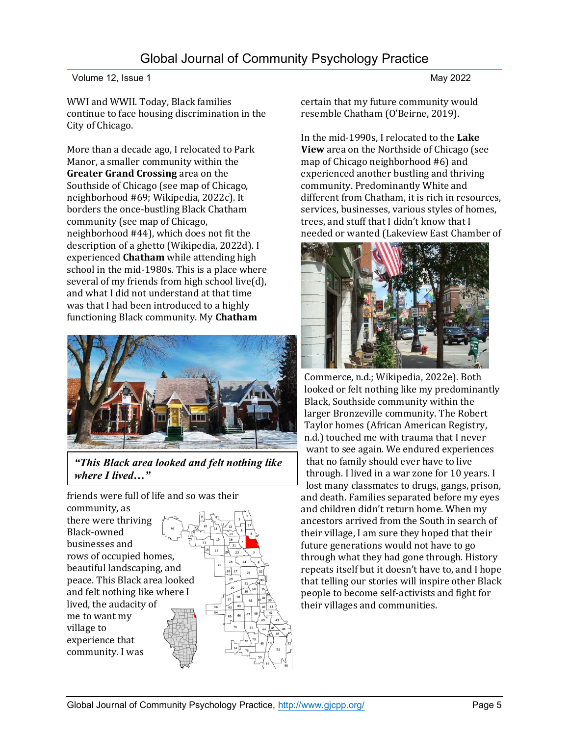WWI and WWII. Today, Black families continue to face housing discrimination in the City of Chicago.

More than a decade ago, I relocated to Park Manor, a smaller community within the **Greater Grand Crossing** area on the Southside of Chicago (see map of Chicago, neighborhood #69; Wikipedia, 2022c). It borders the once-bustling Black Chatham community (see map of Chicago, neighborhood #44), which does not fit the description of a ghetto (Wikipedia, 2022d). I experienced **Chatham** while attending high school in the mid-1980s. This is a place where several of my friends from high school live(d), and what I did not understand at that time was that I had been introduced to a highly functioning Black community. My **Chatham** friends were full of life and so was their community, as there were thriving Black-owned businesses and rows of occupied homes, beautiful landscaping, and peace. This Black area looked and felt nothing like where I lived, the audacity of me to want my village to experience that community. I was certain that my future community would resemble Chatham (O'Beirne, 2019).

***"This Black area looked and felt nothing like where I lived…"***

In the mid-1990s, I relocated to the **Lake View** area on the Northside of Chicago (see map of Chicago neighborhood #6) and experienced another bustling and thriving community. Predominantly White and different from Chatham, it is rich in resources, services, businesses, various styles of homes, trees, and stuff that I didn't know that I needed or wanted (Lakeview East Chamber of Commerce, n.d.; Wikipedia, 2022e). Both looked or felt nothing like my predominantly Black, Southside community within the larger Bronzeville community. The Robert Taylor homes (African American Registry, n.d.) touched me with trauma that I never want to see again. We endured experiences that no family should ever have to live through. I lived in a war zone for 10 years. I lost many classmates to drugs, gangs, prison, and death. Families separated before my eyes and children didn't return home. When my ancestors arrived from the South in search of their village, I am sure they hoped that their future generations would not have to go through what they had gone through. History repeats itself but it doesn't have to, and I hope that telling our stories will inspire other Black people to become self-activists and fight for their villages and communities.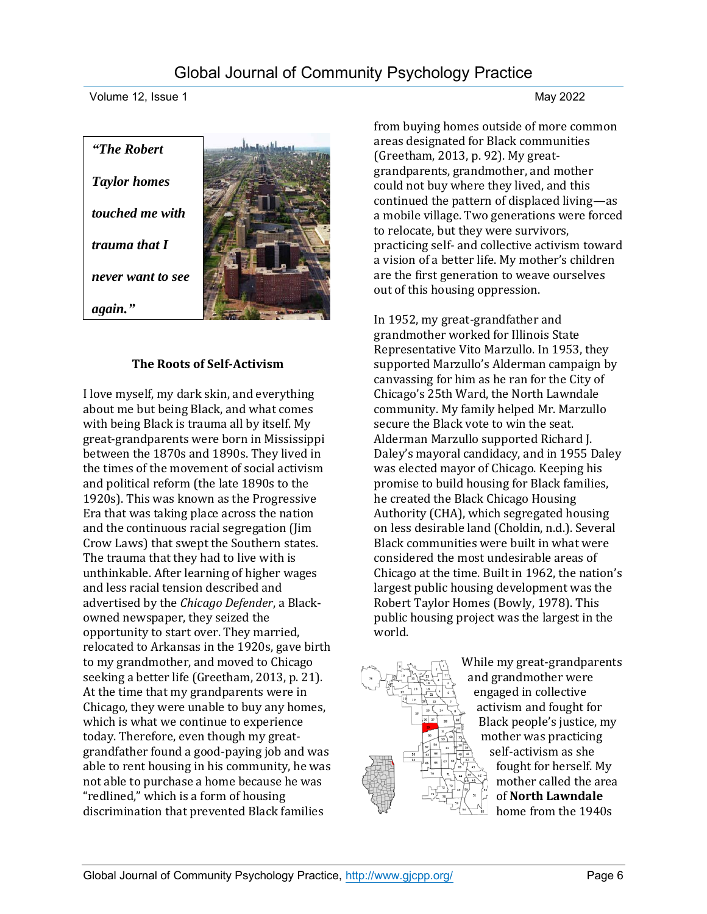***"The Robert Taylor homes touched me with trauma that I never want to see again."***

### The Roots of Self-Activism

I love myself, my dark skin, and everything about me but being Black, and what comes with being Black is trauma all by itself. My great-grandparents were born in Mississippi between the 1870s and 1890s. They lived in the times of the movement of social activism and political reform (the late 1890s to the 1920s). This was known as the Progressive Era that was taking place across the nation and the continuous racial segregation (Jim Crow Laws) that swept the Southern states. The trauma that they had to live with is unthinkable. After learning of higher wages and less racial tension described and advertised by the *Chicago Defender*, a Black-owned newspaper, they seized the opportunity to start over. They married, relocated to Arkansas in the 1920s, gave birth to my grandmother, and moved to Chicago seeking a better life (Greetham, 2013, p. 21). At the time that my grandparents were in Chicago, they were unable to buy any homes, which is what we continue to experience today. Therefore, even though my great-grandfather found a good-paying job and was able to rent housing in his community, he was not able to purchase a home because he was "redlined," which is a form of housing discrimination that prevented Black families from buying homes outside of more common areas designated for Black communities (Greetham, 2013, p. 92). My great-grandparents, grandmother, and mother could not buy where they lived, and this continued the pattern of displaced living—as a mobile village. Two generations were forced to relocate, but they were survivors, practicing self- and collective activism toward a vision of a better life. My mother's children are the first generation to weave ourselves out of this housing oppression.

In 1952, my great-grandfather and grandmother worked for Illinois State Representative Vito Marzullo. In 1953, they supported Marzullo's Alderman campaign by canvassing for him as he ran for the City of Chicago's 25th Ward, the North Lawndale community. My family helped Mr. Marzullo secure the Black vote to win the seat. Alderman Marzullo supported Richard J. Daley's mayoral candidacy, and in 1955 Daley was elected mayor of Chicago. Keeping his promise to build housing for Black families, he created the Black Chicago Housing Authority (CHA), which segregated housing on less desirable land (Choldin, n.d.). Several Black communities were built in what were considered the most undesirable areas of Chicago at the time. Built in 1962, the nation's largest public housing development was the Robert Taylor Homes (Bowly, 1978). This public housing project was the largest in the world.

While my great-grandparents and grandmother were engaged in collective activism and fought for Black people's justice, my mother was practicing self-activism as she fought for herself. My mother called the area of **North Lawndale** home from the 1940s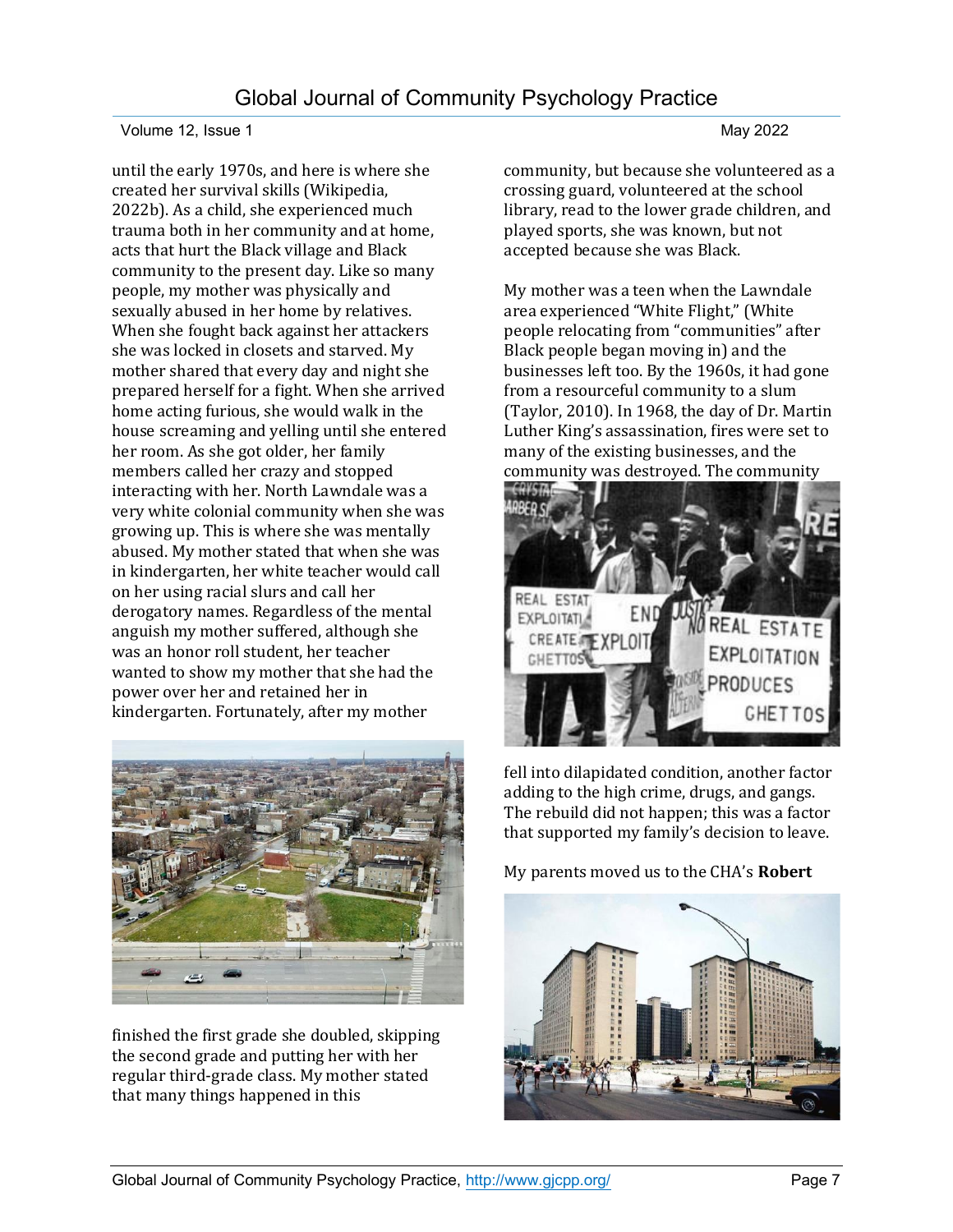until the early 1970s, and here is where she created her survival skills (Wikipedia, 2022b). As a child, she experienced much trauma both in her community and at home, acts that hurt the Black village and Black community to the present day. Like so many people, my mother was physically and sexually abused in her home by relatives. When she fought back against her attackers she was locked in closets and starved. My mother shared that every day and night she prepared herself for a fight. When she arrived home acting furious, she would walk in the house screaming and yelling until she entered her room. As she got older, her family members called her crazy and stopped interacting with her. North Lawndale was a very white colonial community when she was growing up. This is where she was mentally abused. My mother stated that when she was in kindergarten, her white teacher would call on her using racial slurs and call her derogatory names. Regardless of the mental anguish my mother suffered, although she was an honor roll student, her teacher wanted to show my mother that she had the power over her and retained her in kindergarten. Fortunately, after my mother finished the first grade she doubled, skipping the second grade and putting her with her regular third-grade class. My mother stated that many things happened in this community, but because she volunteered as a crossing guard, volunteered at the school library, read to the lower grade children, and played sports, she was known, but not accepted because she was Black.

My mother was a teen when the Lawndale area experienced "White Flight," (White people relocating from "communities" after Black people began moving in) and the businesses left too. By the 1960s, it had gone from a resourceful community to a slum (Taylor, 2010). In 1968, the day of Dr. Martin Luther King's assassination, fires were set to many of the existing businesses, and the community was destroyed. The community fell into dilapidated condition, another factor adding to the high crime, drugs, and gangs. The rebuild did not happen; this was a factor that supported my family's decision to leave.

My parents moved us to the CHA's **Robert**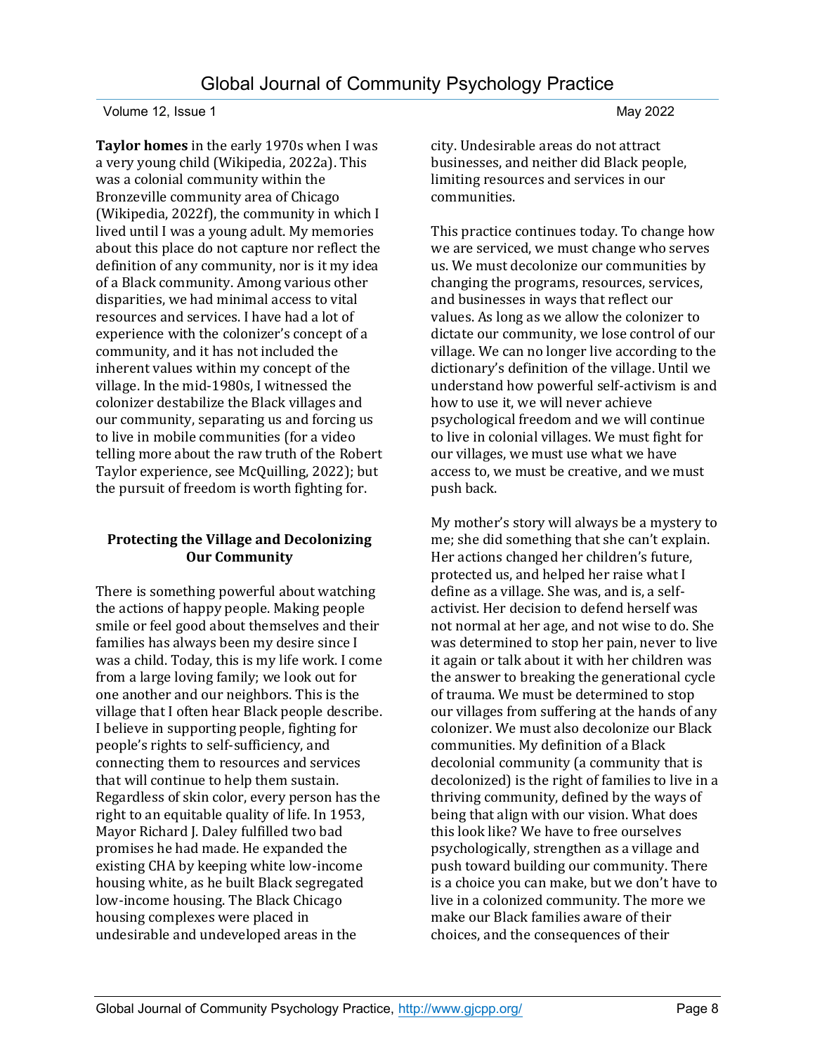**Taylor homes** in the early 1970s when I was a very young child (Wikipedia, 2022a). This was a colonial community within the Bronzeville community area of Chicago (Wikipedia, 2022f), the community in which I lived until I was a young adult. My memories about this place do not capture nor reflect the definition of any community, nor is it my idea of a Black community. Among various other disparities, we had minimal access to vital resources and services. I have had a lot of experience with the colonizer's concept of a community, and it has not included the inherent values within my concept of the village. In the mid-1980s, I witnessed the colonizer destabilize the Black villages and our community, separating us and forcing us to live in mobile communities (for a video telling more about the raw truth of the Robert Taylor experience, see McQuilling, 2022); but the pursuit of freedom is worth fighting for.

## Protecting the Village and Decolonizing Our Community

There is something powerful about watching the actions of happy people. Making people smile or feel good about themselves and their families has always been my desire since I was a child. Today, this is my life work. I come from a large loving family; we look out for one another and our neighbors. This is the village that I often hear Black people describe. I believe in supporting people, fighting for people's rights to self-sufficiency, and connecting them to resources and services that will continue to help them sustain. Regardless of skin color, every person has the right to an equitable quality of life. In 1953, Mayor Richard J. Daley fulfilled two bad promises he had made. He expanded the existing CHA by keeping white low-income housing white, as he built Black segregated low-income housing. The Black Chicago housing complexes were placed in undesirable and undeveloped areas in the city. Undesirable areas do not attract businesses, and neither did Black people, limiting resources and services in our communities.

This practice continues today. To change how we are serviced, we must change who serves us. We must decolonize our communities by changing the programs, resources, services, and businesses in ways that reflect our values. As long as we allow the colonizer to dictate our community, we lose control of our village. We can no longer live according to the dictionary's definition of the village. Until we understand how powerful self-activism is and how to use it, we will never achieve psychological freedom and we will continue to live in colonial villages. We must fight for our villages, we must use what we have access to, we must be creative, and we must push back.

My mother's story will always be a mystery to me; she did something that she can't explain. Her actions changed her children's future, protected us, and helped her raise what I define as a village. She was, and is, a self-activist. Her decision to defend herself was not normal at her age, and not wise to do. She was determined to stop her pain, never to live it again or talk about it with her children was the answer to breaking the generational cycle of trauma. We must be determined to stop our villages from suffering at the hands of any colonizer. We must also decolonize our Black communities. My definition of a Black decolonial community (a community that is decolonized) is the right of families to live in a thriving community, defined by the ways of being that align with our vision. What does this look like? We have to free ourselves psychologically, strengthen as a village and push toward building our community. There is a choice you can make, but we don't have to live in a colonized community. The more we make our Black families aware of their choices, and the consequences of their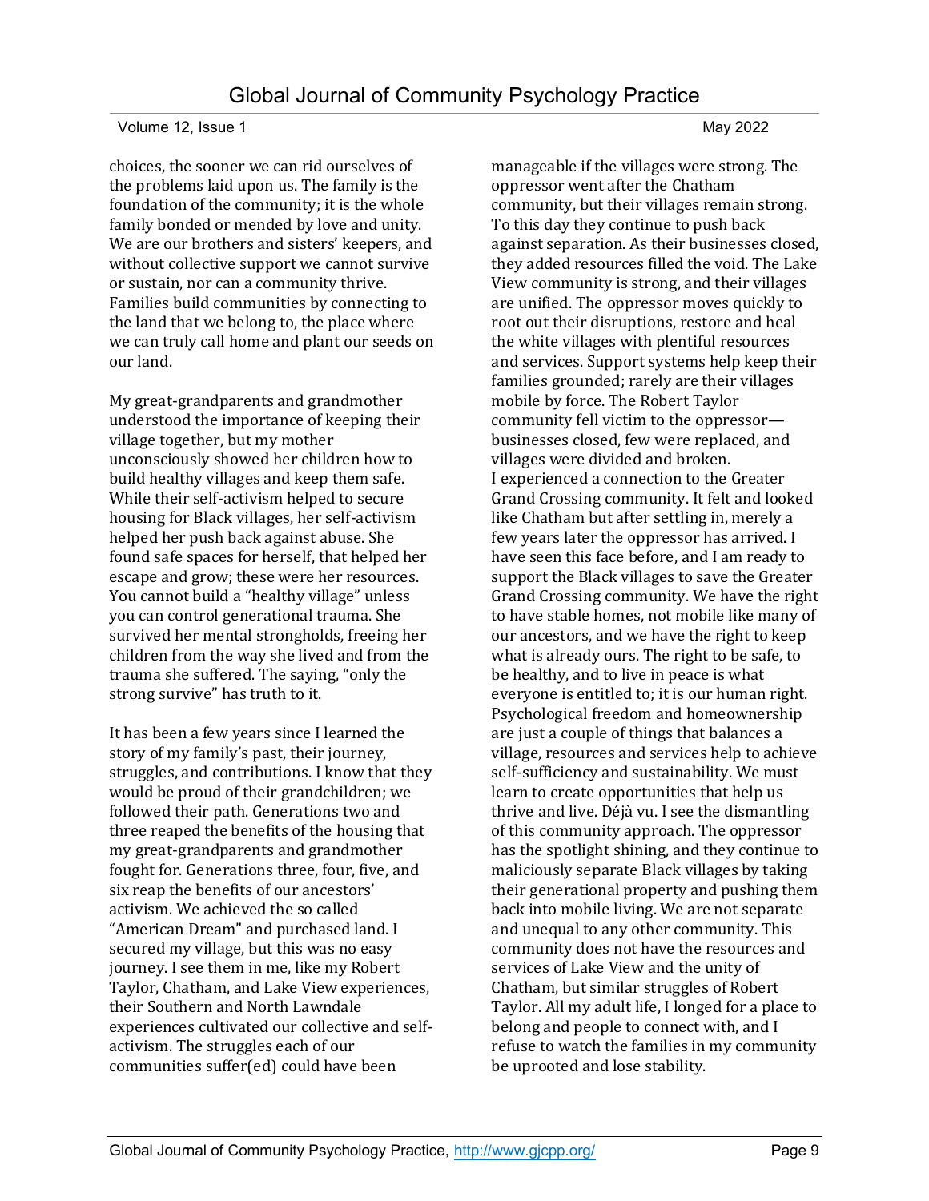choices, the sooner we can rid ourselves of the problems laid upon us. The family is the foundation of the community; it is the whole family bonded or mended by love and unity. We are our brothers and sisters' keepers, and without collective support we cannot survive or sustain, nor can a community thrive. Families build communities by connecting to the land that we belong to, the place where we can truly call home and plant our seeds on our land.

My great-grandparents and grandmother understood the importance of keeping their village together, but my mother unconsciously showed her children how to build healthy villages and keep them safe. While their self-activism helped to secure housing for Black villages, her self-activism helped her push back against abuse. She found safe spaces for herself, that helped her escape and grow; these were her resources. You cannot build a "healthy village" unless you can control generational trauma. She survived her mental strongholds, freeing her children from the way she lived and from the trauma she suffered. The saying, "only the strong survive" has truth to it.

It has been a few years since I learned the story of my family's past, their journey, struggles, and contributions. I know that they would be proud of their grandchildren; we followed their path. Generations two and three reaped the benefits of the housing that my great-grandparents and grandmother fought for. Generations three, four, five, and six reap the benefits of our ancestors' activism. We achieved the so called "American Dream" and purchased land. I secured my village, but this was no easy journey. I see them in me, like my Robert Taylor, Chatham, and Lake View experiences, their Southern and North Lawndale experiences cultivated our collective and self-activism. The struggles each of our communities suffer(ed) could have been manageable if the villages were strong. The oppressor went after the Chatham community, but their villages remain strong. To this day they continue to push back against separation. As their businesses closed, they added resources filled the void. The Lake View community is strong, and their villages are unified. The oppressor moves quickly to root out their disruptions, restore and heal the white villages with plentiful resources and services. Support systems help keep their families grounded; rarely are their villages mobile by force. The Robert Taylor community fell victim to the oppressor—businesses closed, few were replaced, and villages were divided and broken.

I experienced a connection to the Greater Grand Crossing community. It felt and looked like Chatham but after settling in, merely a few years later the oppressor has arrived. I have seen this face before, and I am ready to support the Black villages to save the Greater Grand Crossing community. We have the right to have stable homes, not mobile like many of our ancestors, and we have the right to keep what is already ours. The right to be safe, to be healthy, and to live in peace is what everyone is entitled to; it is our human right. Psychological freedom and homeownership are just a couple of things that balances a village, resources and services help to achieve self-sufficiency and sustainability. We must learn to create opportunities that help us thrive and live. Déjà vu. I see the dismantling of this community approach. The oppressor has the spotlight shining, and they continue to maliciously separate Black villages by taking their generational property and pushing them back into mobile living. We are not separate and unequal to any other community. This community does not have the resources and services of Lake View and the unity of Chatham, but similar struggles of Robert Taylor. All my adult life, I longed for a place to belong and people to connect with, and I refuse to watch the families in my community be uprooted and lose stability.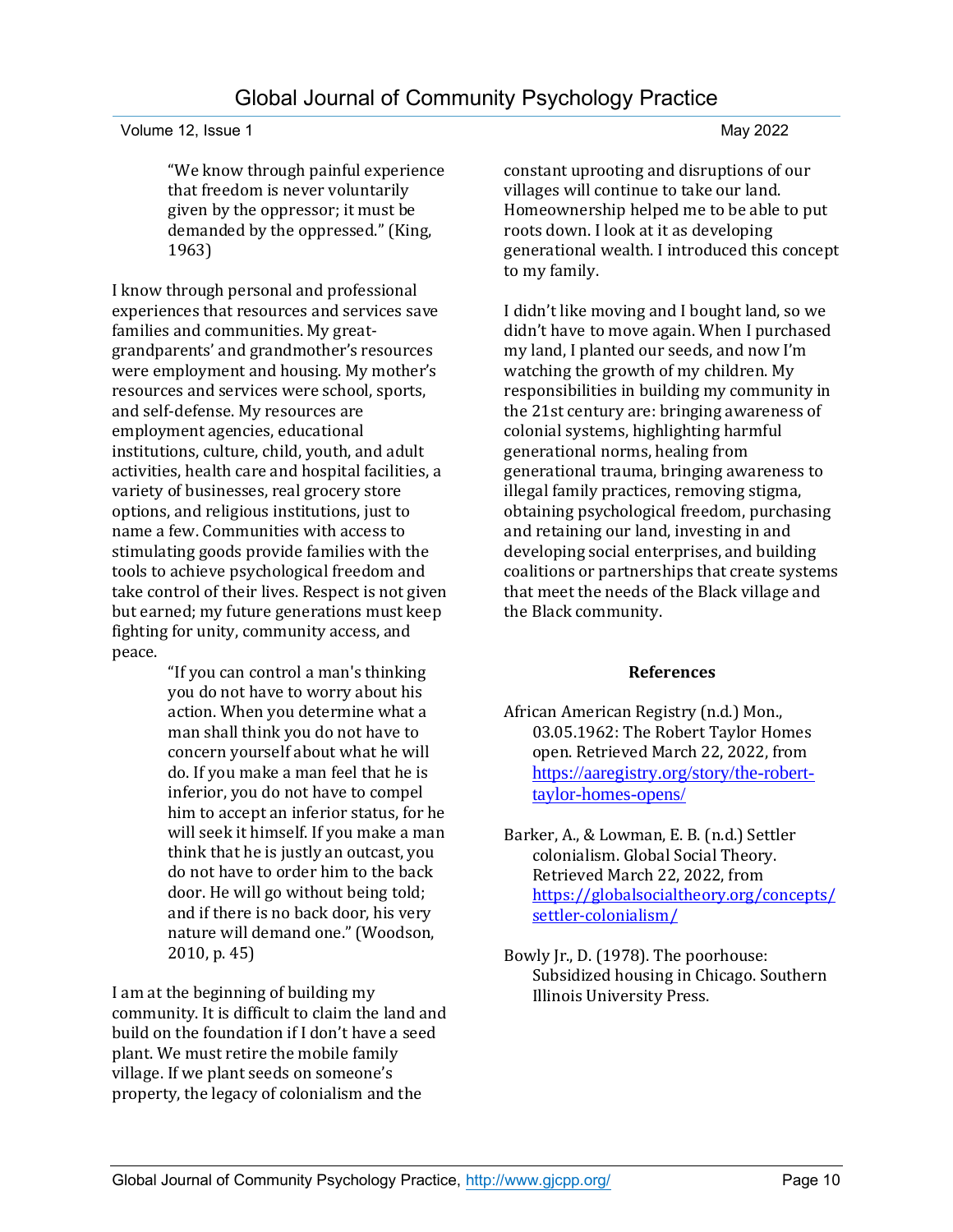> "We know through painful experience that freedom is never voluntarily given by the oppressor; it must be demanded by the oppressed." (King, 1963)

I know through personal and professional experiences that resources and services save families and communities. My great-grandparents' and grandmother's resources were employment and housing. My mother's resources and services were school, sports, and self-defense. My resources are employment agencies, educational institutions, culture, child, youth, and adult activities, health care and hospital facilities, a variety of businesses, real grocery store options, and religious institutions, just to name a few. Communities with access to stimulating goods provide families with the tools to achieve psychological freedom and take control of their lives. Respect is not given but earned; my future generations must keep fighting for unity, community access, and peace.

> "If you can control a man's thinking you do not have to worry about his action. When you determine what a man shall think you do not have to concern yourself about what he will do. If you make a man feel that he is inferior, you do not have to compel him to accept an inferior status, for he will seek it himself. If you make a man think that he is justly an outcast, you do not have to order him to the back door. He will go without being told; and if there is no back door, his very nature will demand one." (Woodson, 2010, p. 45)

I am at the beginning of building my community. It is difficult to claim the land and build on the foundation if I don't have a seed plant. We must retire the mobile family village. If we plant seeds on someone's property, the legacy of colonialism and the constant uprooting and disruptions of our villages will continue to take our land. Homeownership helped me to be able to put roots down. I look at it as developing generational wealth. I introduced this concept to my family.

I didn't like moving and I bought land, so we didn't have to move again. When I purchased my land, I planted our seeds, and now I'm watching the growth of my children. My responsibilities in building my community in the 21st century are: bringing awareness of colonial systems, highlighting harmful generational norms, healing from generational trauma, bringing awareness to illegal family practices, removing stigma, obtaining psychological freedom, purchasing and retaining our land, investing in and developing social enterprises, and building coalitions or partnerships that create systems that meet the needs of the Black village and the Black community.

## References

African American Registry (n.d.) Mon., 03.05.1962: The Robert Taylor Homes open. Retrieved March 22, 2022, from https://aaregistry.org/story/the-robert-taylor-homes-opens/

Barker, A., & Lowman, E. B. (n.d.) Settler colonialism. Global Social Theory. Retrieved March 22, 2022, from https://globalsocialtheory.org/concepts/settler-colonialism/

Bowly Jr., D. (1978). The poorhouse: Subsidized housing in Chicago. Southern Illinois University Press.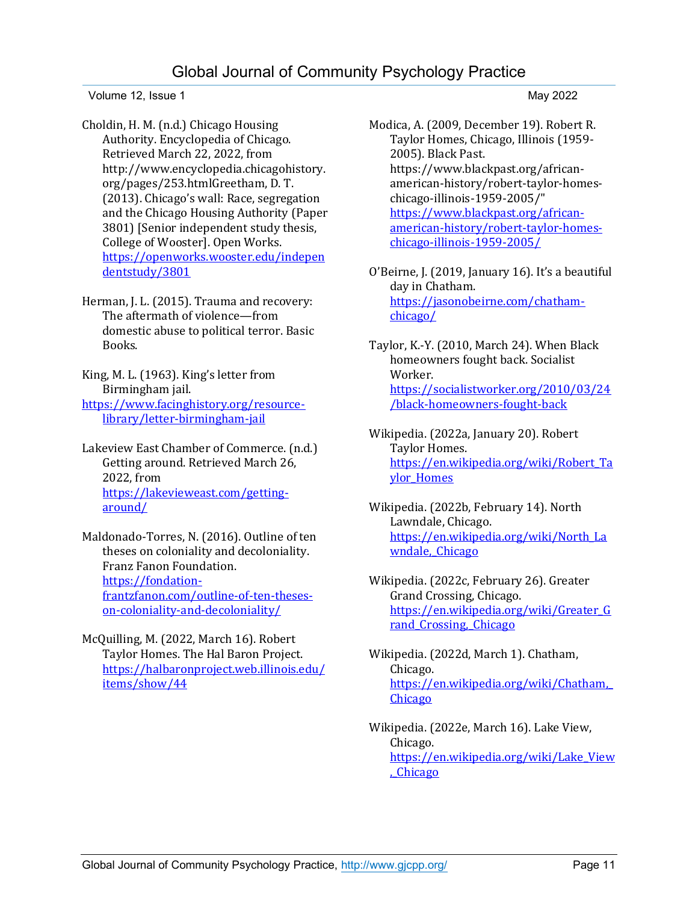Choldin, H. M. (n.d.) Chicago Housing Authority. Encyclopedia of Chicago. Retrieved March 22, 2022, from http://www.encyclopedia.chicagohistory.org/pages/253.htmlGreetham, D. T. (2013). Chicago's wall: Race, segregation and the Chicago Housing Authority (Paper 3801) [Senior independent study thesis, College of Wooster]. Open Works. https://openworks.wooster.edu/independentstudy/3801

Herman, J. L. (2015). Trauma and recovery: The aftermath of violence—from domestic abuse to political terror. Basic Books.

King, M. L. (1963). King's letter from Birmingham jail. https://www.facinghistory.org/resource-library/letter-birmingham-jail

Lakeview East Chamber of Commerce. (n.d.) Getting around. Retrieved March 26, 2022, from https://lakevieweast.com/getting-around/

Maldonado-Torres, N. (2016). Outline of ten theses on coloniality and decoloniality. Franz Fanon Foundation. https://fondation-frantzfanon.com/outline-of-ten-theses-on-coloniality-and-decoloniality/

McQuilling, M. (2022, March 16). Robert Taylor Homes. The Hal Baron Project. https://halbaronproject.web.illinois.edu/items/show/44

Modica, A. (2009, December 19). Robert R. Taylor Homes, Chicago, Illinois (1959-2005). Black Past. https://www.blackpast.org/african-american-history/robert-taylor-homes-chicago-illinois-1959-2005/" https://www.blackpast.org/african-american-history/robert-taylor-homes-chicago-illinois-1959-2005/

O'Beirne, J. (2019, January 16). It's a beautiful day in Chatham. https://jasonobeirne.com/chatham-chicago/

Taylor, K.-Y. (2010, March 24). When Black homeowners fought back. Socialist Worker. https://socialistworker.org/2010/03/24/black-homeowners-fought-back

Wikipedia. (2022a, January 20). Robert Taylor Homes. https://en.wikipedia.org/wiki/Robert_Taylor_Homes

Wikipedia. (2022b, February 14). North Lawndale, Chicago. https://en.wikipedia.org/wiki/North_Lawndale,_Chicago

Wikipedia. (2022c, February 26). Greater Grand Crossing, Chicago. https://en.wikipedia.org/wiki/Greater_Grand_Crossing,_Chicago

Wikipedia. (2022d, March 1). Chatham, Chicago. https://en.wikipedia.org/wiki/Chatham,_Chicago

Wikipedia. (2022e, March 16). Lake View, Chicago. https://en.wikipedia.org/wiki/Lake_View,_Chicago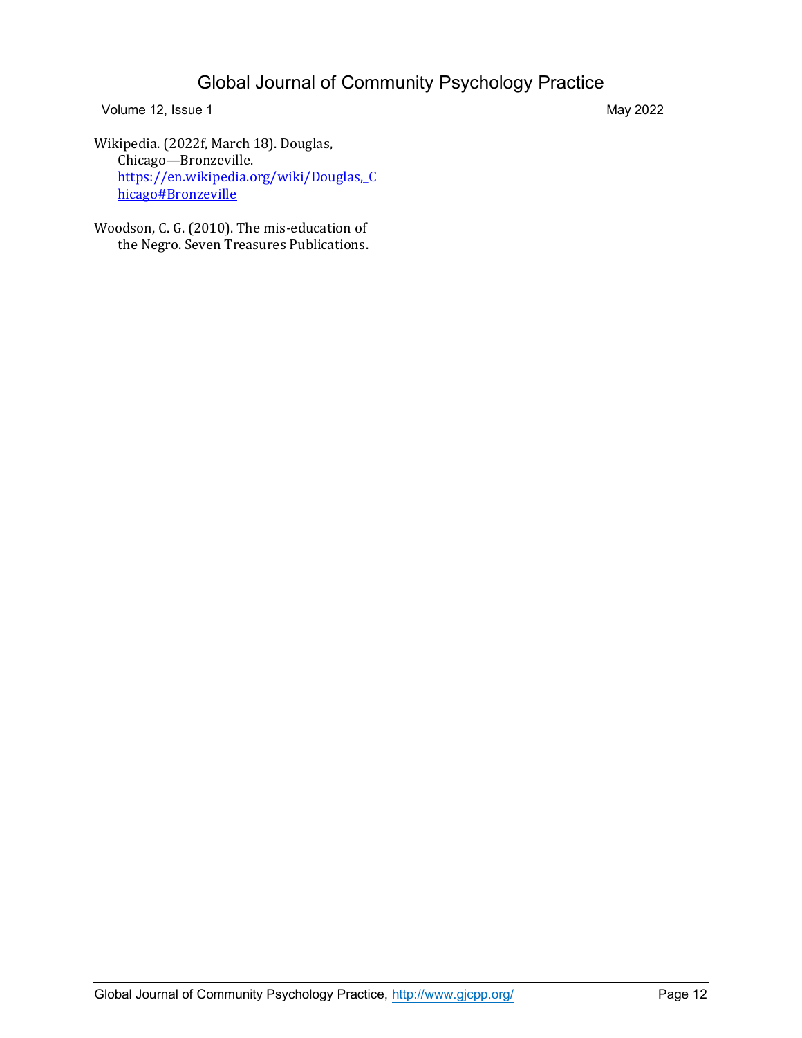Wikipedia. (2022f, March 18). Douglas, Chicago—Bronzeville. https://en.wikipedia.org/wiki/Douglas,_Chicago#Bronzeville

Woodson, C. G. (2010). The mis-education of the Negro. Seven Treasures Publications.